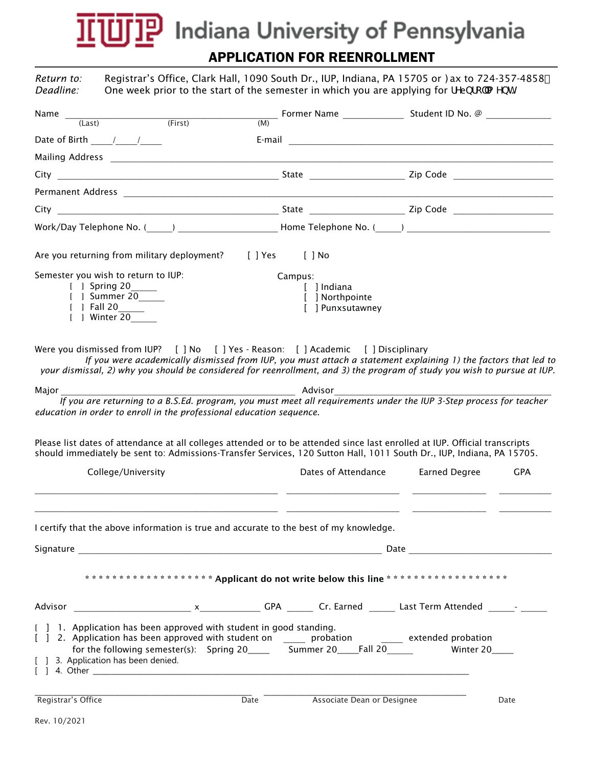# Indiana University of Pennsylvania

## APPLICATION FOR REENROLLMENT

*Return to:* Registrar's Office, Clark Hall, 1090 South Dr., IUP, Indiana, PA 15705 or Fax to 724-357-4858.
*Deadline:* One week prior to the start of the semester in which you are applying for reenrollment.

Name ______________________________ Former Name ____________ Student ID No. @ _____________
(Last) (First) (M)

Date of Birth ____/____/____ E-mail ______________________________

Mailing Address ______________________________

City ______________________________ State ____________ Zip Code ____________

Permanent Address ______________________________

City ______________________________ State ____________ Zip Code ____________

Work/Day Telephone No. (_____) ____________________ Home Telephone No. (_____) ____________________

Are you returning from military deployment? [ ] Yes [ ] No

Semester you wish to return to IUP:
- [ ] Spring 20_____
- [ ] Summer 20_____
- [ ] Fall 20_____
- [ ] Winter 20_____

Campus:
- [ ] Indiana
- [ ] Northpointe
- [ ] Punxsutawney

Were you dismissed from IUP? [ ] No [ ] Yes - Reason: [ ] Academic [ ] Disciplinary

*If you were academically dismissed from IUP, you must attach a statement explaining 1) the factors that led to your dismissal, 2) why you should be considered for reenrollment, and 3) the program of study you wish to pursue at IUP.*

Major ______________________________ Advisor ______________________________

*If you are returning to a B.S.Ed. program, you must meet all requirements under the IUP 3-Step process for teacher education in order to enroll in the professional education sequence.*

Please list dates of attendance at all colleges attended or to be attended since last enrolled at IUP. Official transcripts should immediately be sent to: Admissions-Transfer Services, 120 Sutton Hall, 1011 South Dr., IUP, Indiana, PA 15705.

| College/University | Dates of Attendance | Earned Degree | GPA |
|---|---|---|---|
| | | | |
| | | | |

I certify that the above information is true and accurate to the best of my knowledge.

Signature ______________________________ Date ____________________

\* \* \* \* \* \* \* \* \* \* \* \* \* \* \* \* \* \* \* **Applicant do not write below this line** \* \* \* \* \* \* \* \* \* \* \* \* \* \* \* \* \* \* \*

Advisor ____________________ x____________ GPA _____ Cr. Earned _____ Last Term Attended _____- _____

[ ] 1. Application has been approved with student in good standing.
[ ] 2. Application has been approved with student on _____ probation _____ extended probation
for the following semester(s): Spring 20_____ Summer 20_____ Fall 20_____ Winter 20_____
[ ] 3. Application has been denied.
[ ] 4. Other ______________________________

______________________________ ______________________________
Registrar's Office Date Associate Dean or Designee Date

Rev. 10/2021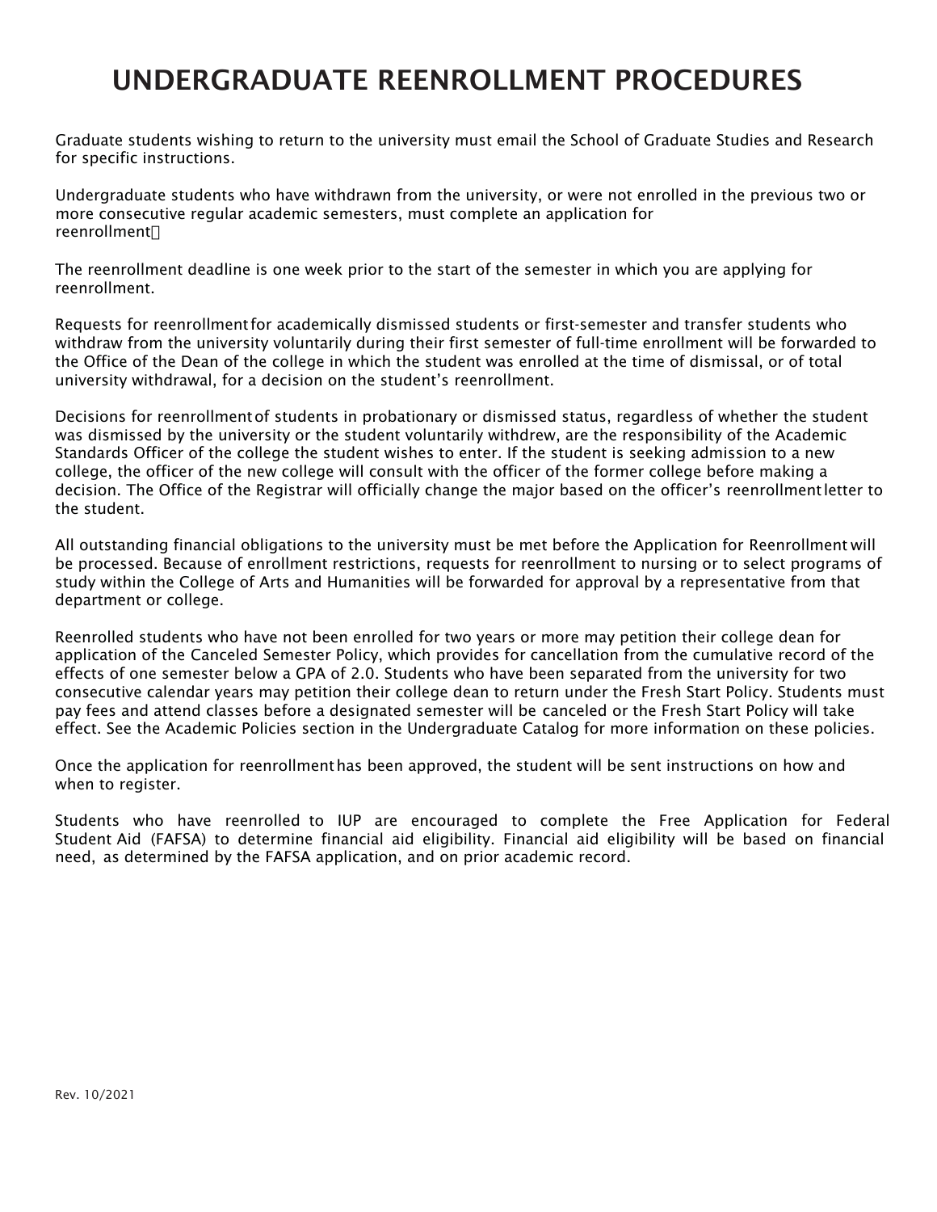# UNDERGRADUATE REENROLLMENT PROCEDURES

Graduate students wishing to return to the university must email the School of Graduate Studies and Research for specific instructions.

Undergraduate students who have withdrawn from the university, or were not enrolled in the previous two or more consecutive regular academic semesters, must complete an application for reenrollment.

The reenrollment deadline is one week prior to the start of the semester in which you are applying for reenrollment.

Requests for reenrollment for academically dismissed students or first-semester and transfer students who withdraw from the university voluntarily during their first semester of full-time enrollment will be forwarded to the Office of the Dean of the college in which the student was enrolled at the time of dismissal, or of total university withdrawal, for a decision on the student's reenrollment.

Decisions for reenrollment of students in probationary or dismissed status, regardless of whether the student was dismissed by the university or the student voluntarily withdrew, are the responsibility of the Academic Standards Officer of the college the student wishes to enter. If the student is seeking admission to a new college, the officer of the new college will consult with the officer of the former college before making a decision. The Office of the Registrar will officially change the major based on the officer's reenrollment letter to the student.

All outstanding financial obligations to the university must be met before the Application for Reenrollment will be processed. Because of enrollment restrictions, requests for reenrollment to nursing or to select programs of study within the College of Arts and Humanities will be forwarded for approval by a representative from that department or college.

Reenrolled students who have not been enrolled for two years or more may petition their college dean for application of the Canceled Semester Policy, which provides for cancellation from the cumulative record of the effects of one semester below a GPA of 2.0. Students who have been separated from the university for two consecutive calendar years may petition their college dean to return under the Fresh Start Policy. Students must pay fees and attend classes before a designated semester will be canceled or the Fresh Start Policy will take effect. See the Academic Policies section in the Undergraduate Catalog for more information on these policies.

Once the application for reenrollment has been approved, the student will be sent instructions on how and when to register.

Students who have reenrolled to IUP are encouraged to complete the Free Application for Federal Student Aid (FAFSA) to determine financial aid eligibility. Financial aid eligibility will be based on financial need, as determined by the FAFSA application, and on prior academic record.

Rev. 10/2021